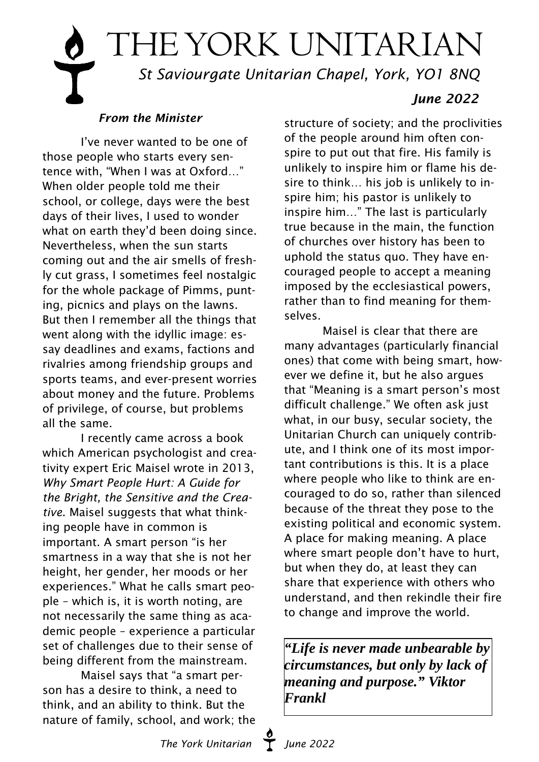# The York Unitarian

*St Saviourgate Unitarian Chapel, York, YO1 8NQ*

***June 2022***

***From the Minister***

I've never wanted to be one of those people who starts every sentence with, "When I was at Oxford…" When older people told me their school, or college, days were the best days of their lives, I used to wonder what on earth they'd been doing since. Nevertheless, when the sun starts coming out and the air smells of freshly cut grass, I sometimes feel nostalgic for the whole package of Pimms, punting, picnics and plays on the lawns. But then I remember all the things that went along with the idyllic image: essay deadlines and exams, factions and rivalries among friendship groups and sports teams, and ever-present worries about money and the future. Problems of privilege, of course, but problems all the same.

I recently came across a book which American psychologist and creativity expert Eric Maisel wrote in 2013, *Why Smart People Hurt: A Guide for the Bright, the Sensitive and the Creative.* Maisel suggests that what thinking people have in common is important. A smart person "is her smartness in a way that she is not her height, her gender, her moods or her experiences." What he calls smart people – which is, it is worth noting, are not necessarily the same thing as academic people – experience a particular set of challenges due to their sense of being different from the mainstream.

Maisel says that "a smart person has a desire to think, a need to think, and an ability to think. But the nature of family, school, and work; the structure of society; and the proclivities of the people around him often conspire to put out that fire. His family is unlikely to inspire him or flame his desire to think… his job is unlikely to inspire him; his pastor is unlikely to inspire him…" The last is particularly true because in the main, the function of churches over history has been to uphold the status quo. They have encouraged people to accept a meaning imposed by the ecclesiastical powers, rather than to find meaning for themselves.

Maisel is clear that there are many advantages (particularly financial ones) that come with being smart, however we define it, but he also argues that "Meaning is a smart person's most difficult challenge." We often ask just what, in our busy, secular society, the Unitarian Church can uniquely contribute, and I think one of its most important contributions is this. It is a place where people who like to think are encouraged to do so, rather than silenced because of the threat they pose to the existing political and economic system. A place for making meaning. A place where smart people don't have to hurt, but when they do, at least they can share that experience with others who understand, and then rekindle their fire to change and improve the world.

> ***"Life is never made unbearable by circumstances, but only by lack of meaning and purpose." Viktor Frankl***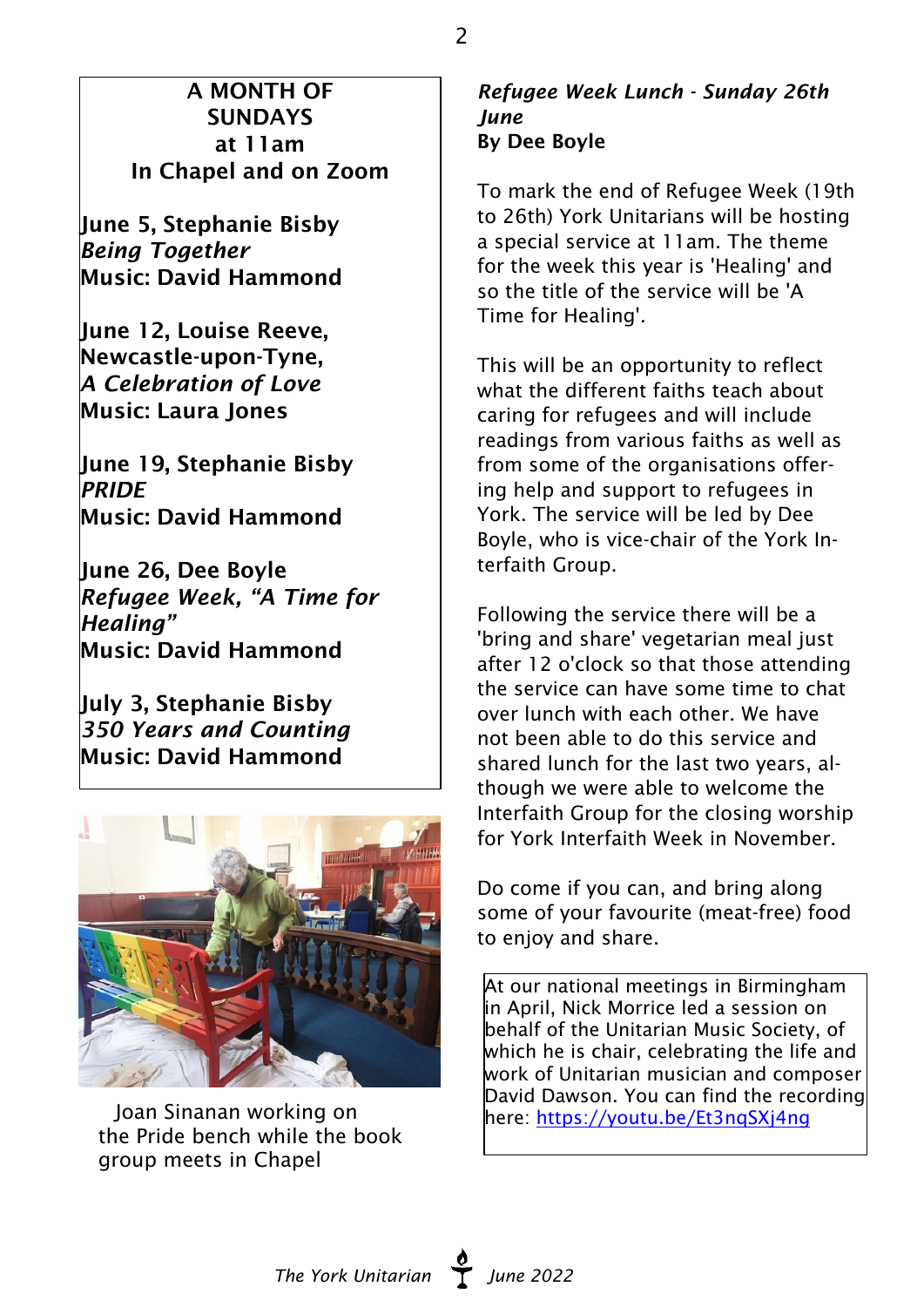**A MONTH OF SUNDAYS at 11am In Chapel and on Zoom**

**June 5, Stephanie Bisby**
***Being Together***
**Music: David Hammond**

**June 12, Louise Reeve, Newcastle-upon-Tyne,**
***A Celebration of Love***
**Music: Laura Jones**

**June 19, Stephanie Bisby**
***PRIDE***
**Music: David Hammond**

**June 26, Dee Boyle**
***Refugee Week, "A Time for Healing"***
**Music: David Hammond**

**July 3, Stephanie Bisby**
***350 Years and Counting***
**Music: David Hammond**

Joan Sinanan working on the Pride bench while the book group meets in Chapel

## *Refugee Week Lunch - Sunday 26th June*

**By Dee Boyle**

To mark the end of Refugee Week (19th to 26th) York Unitarians will be hosting a special service at 11am. The theme for the week this year is 'Healing' and so the title of the service will be 'A Time for Healing'.

This will be an opportunity to reflect what the different faiths teach about caring for refugees and will include readings from various faiths as well as from some of the organisations offering help and support to refugees in York. The service will be led by Dee Boyle, who is vice-chair of the York Interfaith Group.

Following the service there will be a 'bring and share' vegetarian meal just after 12 o'clock so that those attending the service can have some time to chat over lunch with each other. We have not been able to do this service and shared lunch for the last two years, although we were able to welcome the Interfaith Group for the closing worship for York Interfaith Week in November.

Do come if you can, and bring along some of your favourite (meat-free) food to enjoy and share.

At our national meetings in Birmingham in April, Nick Morrice led a session on behalf of the Unitarian Music Society, of which he is chair, celebrating the life and work of Unitarian musician and composer David Dawson. You can find the recording here: https://youtu.be/Et3nqSXj4ng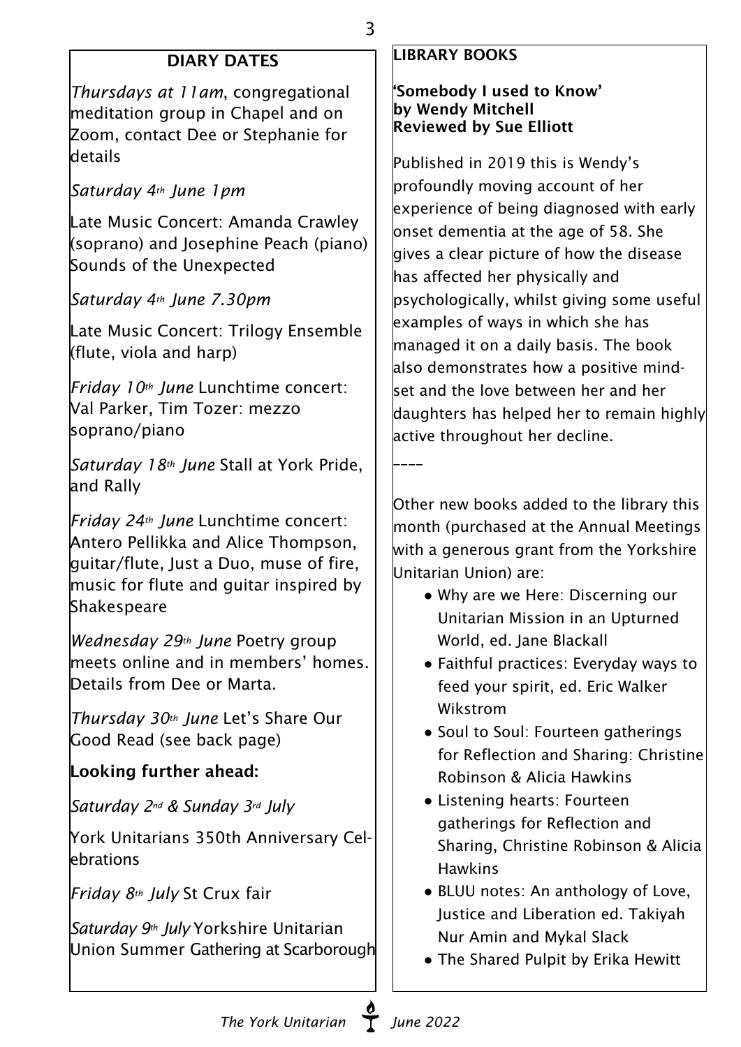## DIARY DATES

*Thursdays at 11am*, congregational meditation group in Chapel and on Zoom, contact Dee or Stephanie for details

*Saturday 4th June 1pm*

Late Music Concert: Amanda Crawley (soprano) and Josephine Peach (piano) Sounds of the Unexpected

*Saturday 4th June 7.30pm*

Late Music Concert: Trilogy Ensemble (flute, viola and harp)

*Friday 10th June* Lunchtime concert: Val Parker, Tim Tozer: mezzo soprano/piano

*Saturday 18th June* Stall at York Pride, and Rally

*Friday 24th June* Lunchtime concert: Antero Pellikka and Alice Thompson, guitar/flute, Just a Duo, muse of fire, music for flute and guitar inspired by Shakespeare

*Wednesday 29th June* Poetry group meets online and in members' homes. Details from Dee or Marta.

*Thursday 30th June* Let's Share Our Good Read (see back page)

### Looking further ahead:

*Saturday 2nd & Sunday 3rd July*

York Unitarians 350th Anniversary Celebrations

*Friday 8th July* St Crux fair

*Saturday 9th July* Yorkshire Unitarian Union Summer Gathering at Scarborough

## LIBRARY BOOKS

**'Somebody I used to Know'**
**by Wendy Mitchell**
**Reviewed by Sue Elliott**

Published in 2019 this is Wendy's profoundly moving account of her experience of being diagnosed with early onset dementia at the age of 58. She gives a clear picture of how the disease has affected her physically and psychologically, whilst giving some useful examples of ways in which she has managed it on a daily basis. The book also demonstrates how a positive mind-set and the love between her and her daughters has helped her to remain highly active throughout her decline.

----

Other new books added to the library this month (purchased at the Annual Meetings with a generous grant from the Yorkshire Unitarian Union) are:

- Why are we Here: Discerning our Unitarian Mission in an Upturned World, ed. Jane Blackall
- Faithful practices: Everyday ways to feed your spirit, ed. Eric Walker Wikstrom
- Soul to Soul: Fourteen gatherings for Reflection and Sharing: Christine Robinson & Alicia Hawkins
- Listening hearts: Fourteen gatherings for Reflection and Sharing, Christine Robinson & Alicia Hawkins
- BLUU notes: An anthology of Love, Justice and Liberation ed. Takiyah Nur Amin and Mykal Slack
- The Shared Pulpit by Erika Hewitt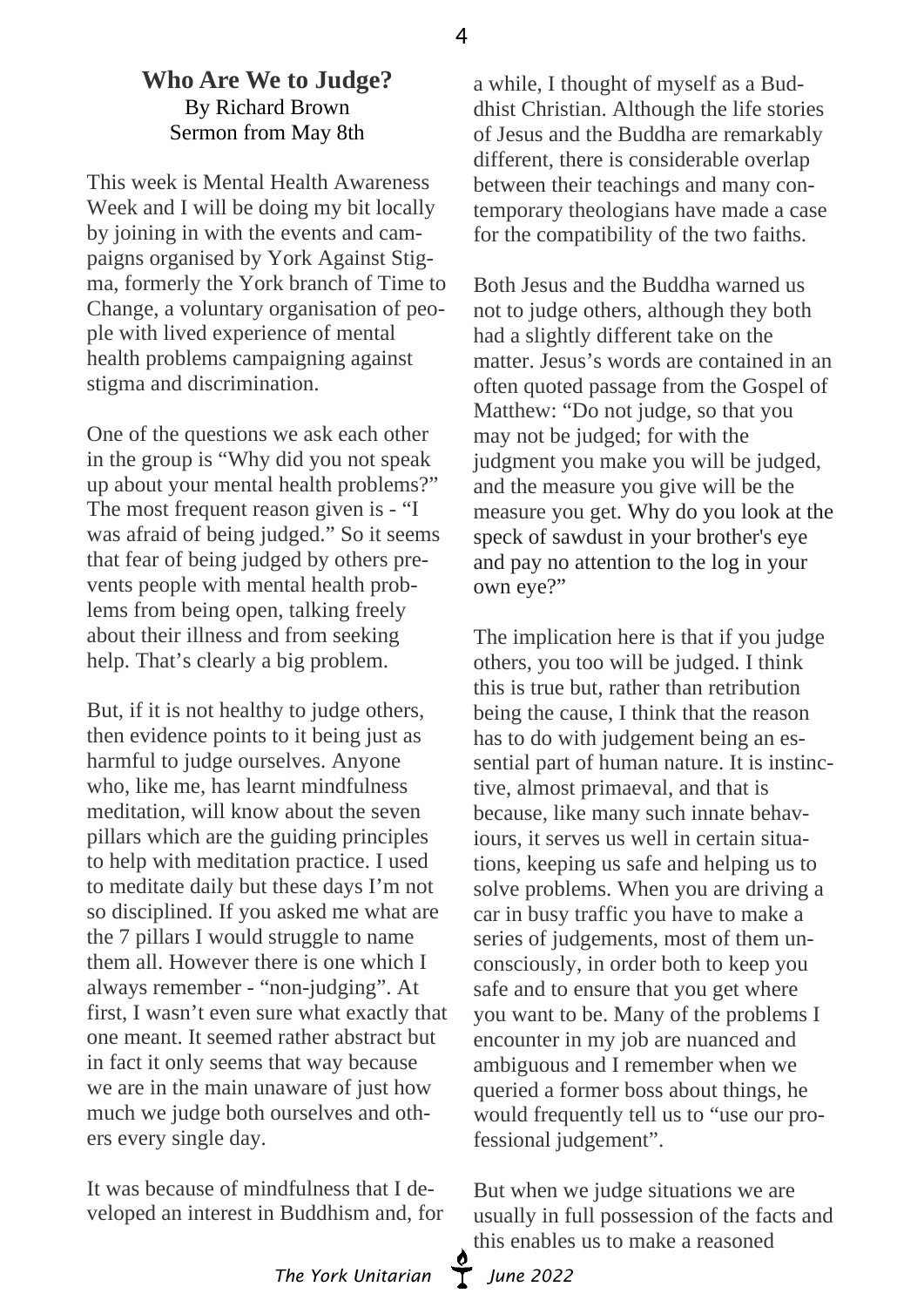## Who Are We to Judge?

By Richard Brown
Sermon from May 8th

This week is Mental Health Awareness Week and I will be doing my bit locally by joining in with the events and campaigns organised by York Against Stigma, formerly the York branch of Time to Change, a voluntary organisation of people with lived experience of mental health problems campaigning against stigma and discrimination.

One of the questions we ask each other in the group is "Why did you not speak up about your mental health problems?" The most frequent reason given is - "I was afraid of being judged." So it seems that fear of being judged by others prevents people with mental health problems from being open, talking freely about their illness and from seeking help. That's clearly a big problem.

But, if it is not healthy to judge others, then evidence points to it being just as harmful to judge ourselves. Anyone who, like me, has learnt mindfulness meditation, will know about the seven pillars which are the guiding principles to help with meditation practice. I used to meditate daily but these days I'm not so disciplined. If you asked me what are the 7 pillars I would struggle to name them all. However there is one which I always remember - "non-judging". At first, I wasn't even sure what exactly that one meant. It seemed rather abstract but in fact it only seems that way because we are in the main unaware of just how much we judge both ourselves and others every single day.

It was because of mindfulness that I developed an interest in Buddhism and, for a while, I thought of myself as a Buddhist Christian. Although the life stories of Jesus and the Buddha are remarkably different, there is considerable overlap between their teachings and many contemporary theologians have made a case for the compatibility of the two faiths.

Both Jesus and the Buddha warned us not to judge others, although they both had a slightly different take on the matter. Jesus's words are contained in an often quoted passage from the Gospel of Matthew: "Do not judge, so that you may not be judged; for with the judgment you make you will be judged, and the measure you give will be the measure you get. Why do you look at the speck of sawdust in your brother's eye and pay no attention to the log in your own eye?"

The implication here is that if you judge others, you too will be judged. I think this is true but, rather than retribution being the cause, I think that the reason has to do with judgement being an essential part of human nature. It is instinctive, almost primaeval, and that is because, like many such innate behaviours, it serves us well in certain situations, keeping us safe and helping us to solve problems. When you are driving a car in busy traffic you have to make a series of judgements, most of them unconsciously, in order both to keep you safe and to ensure that you get where you want to be. Many of the problems I encounter in my job are nuanced and ambiguous and I remember when we queried a former boss about things, he would frequently tell us to "use our professional judgement".

But when we judge situations we are usually in full possession of the facts and this enables us to make a reasoned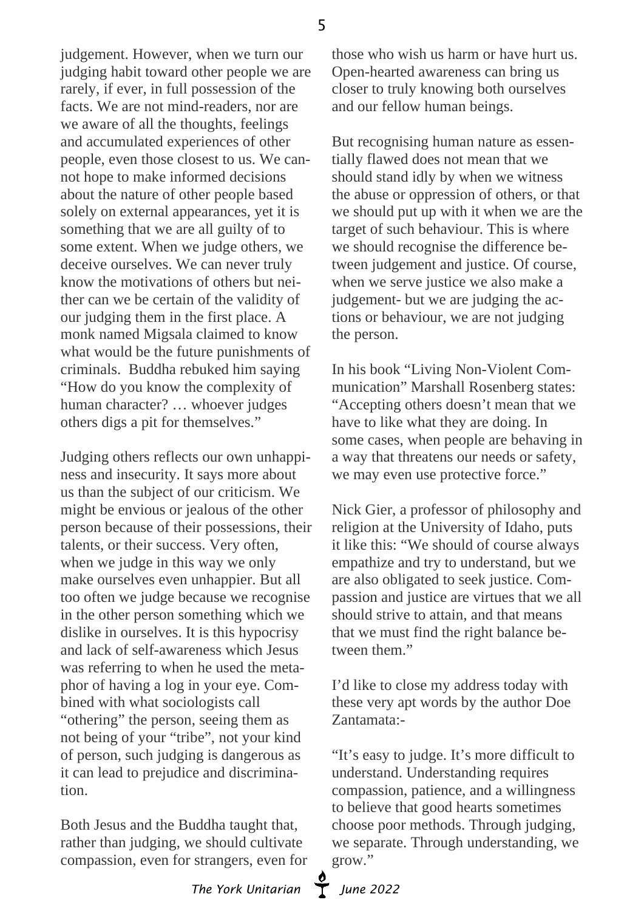judgement. However, when we turn our judging habit toward other people we are rarely, if ever, in full possession of the facts. We are not mind-readers, nor are we aware of all the thoughts, feelings and accumulated experiences of other people, even those closest to us. We cannot hope to make informed decisions about the nature of other people based solely on external appearances, yet it is something that we are all guilty of to some extent. When we judge others, we deceive ourselves. We can never truly know the motivations of others but neither can we be certain of the validity of our judging them in the first place. A monk named Migsala claimed to know what would be the future punishments of criminals. Buddha rebuked him saying "How do you know the complexity of human character? … whoever judges others digs a pit for themselves."

Judging others reflects our own unhappiness and insecurity. It says more about us than the subject of our criticism. We might be envious or jealous of the other person because of their possessions, their talents, or their success. Very often, when we judge in this way we only make ourselves even unhappier. But all too often we judge because we recognise in the other person something which we dislike in ourselves. It is this hypocrisy and lack of self-awareness which Jesus was referring to when he used the metaphor of having a log in your eye. Combined with what sociologists call "othering" the person, seeing them as not being of your "tribe", not your kind of person, such judging is dangerous as it can lead to prejudice and discrimination.

Both Jesus and the Buddha taught that, rather than judging, we should cultivate compassion, even for strangers, even for those who wish us harm or have hurt us. Open-hearted awareness can bring us closer to truly knowing both ourselves and our fellow human beings.

But recognising human nature as essentially flawed does not mean that we should stand idly by when we witness the abuse or oppression of others, or that we should put up with it when we are the target of such behaviour. This is where we should recognise the difference between judgement and justice. Of course, when we serve justice we also make a judgement- but we are judging the actions or behaviour, we are not judging the person.

In his book "Living Non-Violent Communication" Marshall Rosenberg states: "Accepting others doesn't mean that we have to like what they are doing. In some cases, when people are behaving in a way that threatens our needs or safety, we may even use protective force."

Nick Gier, a professor of philosophy and religion at the University of Idaho, puts it like this: "We should of course always empathize and try to understand, but we are also obligated to seek justice. Compassion and justice are virtues that we all should strive to attain, and that means that we must find the right balance between them."

I'd like to close my address today with these very apt words by the author Doe Zantamata:-

"It's easy to judge. It's more difficult to understand. Understanding requires compassion, patience, and a willingness to believe that good hearts sometimes choose poor methods. Through judging, we separate. Through understanding, we grow."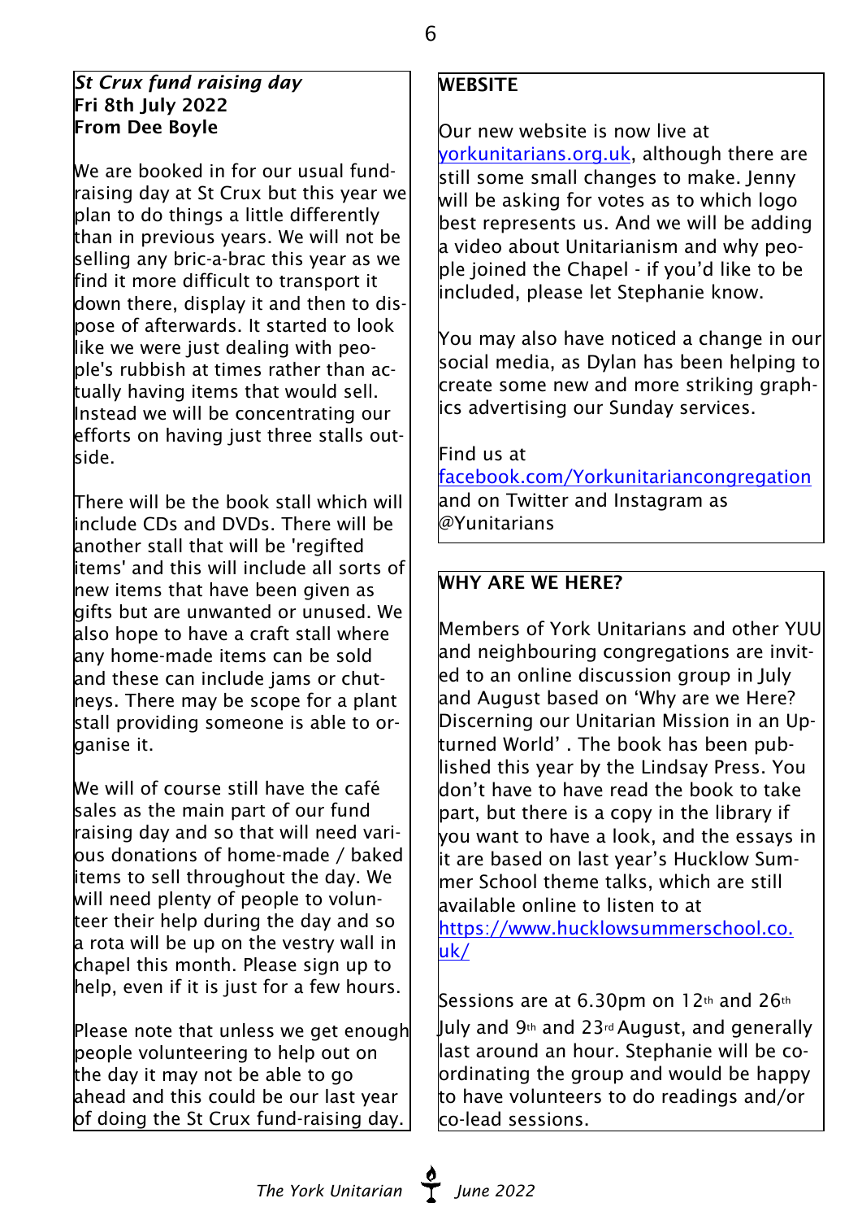### *St Crux fund raising day*
**Fri 8th July 2022**
**From Dee Boyle**

We are booked in for our usual fund-raising day at St Crux but this year we plan to do things a little differently than in previous years. We will not be selling any bric-a-brac this year as we find it more difficult to transport it down there, display it and then to dispose of afterwards. It started to look like we were just dealing with people's rubbish at times rather than actually having items that would sell. Instead we will be concentrating our efforts on having just three stalls outside.

There will be the book stall which will include CDs and DVDs. There will be another stall that will be 'regifted items' and this will include all sorts of new items that have been given as gifts but are unwanted or unused. We also hope to have a craft stall where any home-made items can be sold and these can include jams or chutneys. There may be scope for a plant stall providing someone is able to organise it.

We will of course still have the café sales as the main part of our fund raising day and so that will need various donations of home-made / baked items to sell throughout the day. We will need plenty of people to volunteer their help during the day and so a rota will be up on the vestry wall in chapel this month. Please sign up to help, even if it is just for a few hours.

Please note that unless we get enough people volunteering to help out on the day it may not be able to go ahead and this could be our last year of doing the St Crux fund-raising day.

### WEBSITE

Our new website is now live at yorkunitarians.org.uk, although there are still some small changes to make. Jenny will be asking for votes as to which logo best represents us. And we will be adding a video about Unitarianism and why people joined the Chapel - if you'd like to be included, please let Stephanie know.

You may also have noticed a change in our social media, as Dylan has been helping to create some new and more striking graphics advertising our Sunday services.

Find us at facebook.com/Yorkunitariancongregation and on Twitter and Instagram as @Yunitarians

### WHY ARE WE HERE?

Members of York Unitarians and other YUU and neighbouring congregations are invited to an online discussion group in July and August based on 'Why are we Here? Discerning our Unitarian Mission in an Upturned World' . The book has been published this year by the Lindsay Press. You don't have to have read the book to take part, but there is a copy in the library if you want to have a look, and the essays in it are based on last year's Hucklow Summer School theme talks, which are still available online to listen to at https://www.hucklowsummerschool.co.uk/

Sessions are at 6.30pm on 12th and 26th July and 9th and 23rd August, and generally last around an hour. Stephanie will be co-ordinating the group and would be happy to have volunteers to do readings and/or co-lead sessions.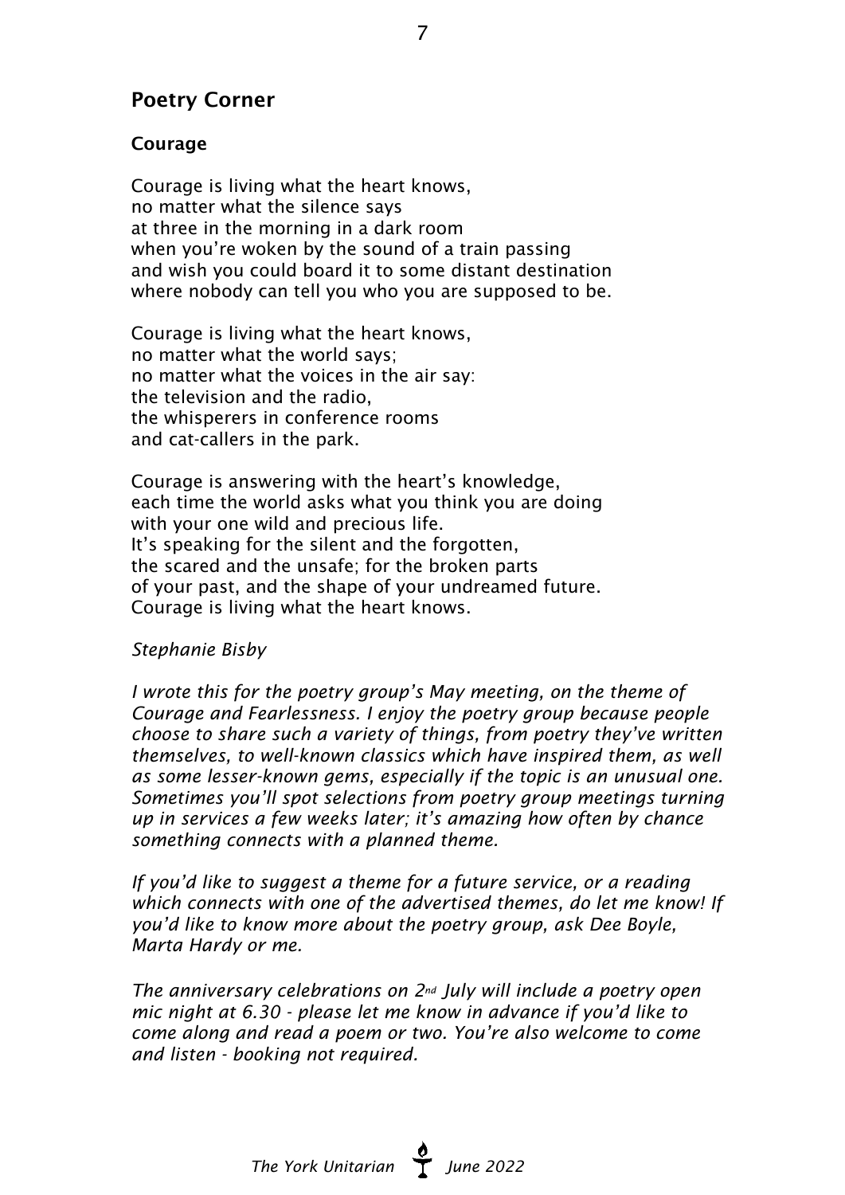## Poetry Corner

### Courage

Courage is living what the heart knows,  
no matter what the silence says  
at three in the morning in a dark room  
when you're woken by the sound of a train passing  
and wish you could board it to some distant destination  
where nobody can tell you who you are supposed to be.

Courage is living what the heart knows,  
no matter what the world says;  
no matter what the voices in the air say:  
the television and the radio,  
the whisperers in conference rooms  
and cat-callers in the park.

Courage is answering with the heart's knowledge,  
each time the world asks what you think you are doing  
with your one wild and precious life.  
It's speaking for the silent and the forgotten,  
the scared and the unsafe; for the broken parts  
of your past, and the shape of your undreamed future.  
Courage is living what the heart knows.

*Stephanie Bisby*

*I wrote this for the poetry group's May meeting, on the theme of Courage and Fearlessness. I enjoy the poetry group because people choose to share such a variety of things, from poetry they've written themselves, to well-known classics which have inspired them, as well as some lesser-known gems, especially if the topic is an unusual one. Sometimes you'll spot selections from poetry group meetings turning up in services a few weeks later; it's amazing how often by chance something connects with a planned theme.*

*If you'd like to suggest a theme for a future service, or a reading which connects with one of the advertised themes, do let me know! If you'd like to know more about the poetry group, ask Dee Boyle, Marta Hardy or me.*

*The anniversary celebrations on 2nd July will include a poetry open mic night at 6.30 - please let me know in advance if you'd like to come along and read a poem or two. You're also welcome to come and listen - booking not required.*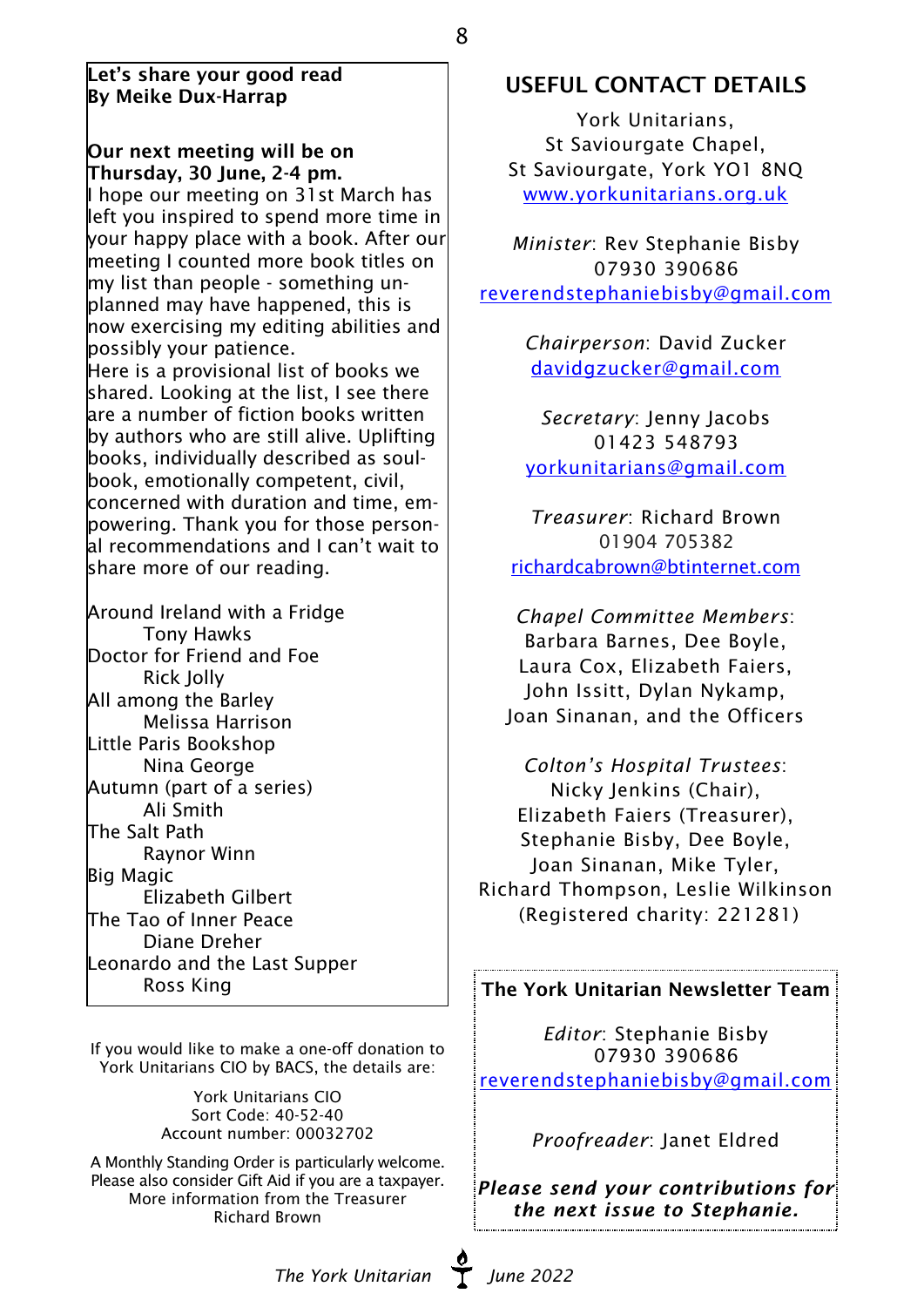**Let's share your good read**
**By Meike Dux-Harrap**

**Our next meeting will be on Thursday, 30 June, 2-4 pm.**

I hope our meeting on 31st March has left you inspired to spend more time in your happy place with a book. After our meeting I counted more book titles on my list than people - something unplanned may have happened, this is now exercising my editing abilities and possibly your patience.

Here is a provisional list of books we shared. Looking at the list, I see there are a number of fiction books written by authors who are still alive. Uplifting books, individually described as soul-book, emotionally competent, civil, concerned with duration and time, empowering. Thank you for those personal recommendations and I can't wait to share more of our reading.

Around Ireland with a Fridge
    Tony Hawks
Doctor for Friend and Foe
    Rick Jolly
All among the Barley
    Melissa Harrison
Little Paris Bookshop
    Nina George
Autumn (part of a series)
    Ali Smith
The Salt Path
    Raynor Winn
Big Magic
    Elizabeth Gilbert
The Tao of Inner Peace
    Diane Dreher
Leonardo and the Last Supper
    Ross King

If you would like to make a one-off donation to York Unitarians CIO by BACS, the details are:

York Unitarians CIO
Sort Code: 40-52-40
Account number: 00032702

A Monthly Standing Order is particularly welcome. Please also consider Gift Aid if you are a taxpayer. More information from the Treasurer Richard Brown

## USEFUL CONTACT DETAILS

York Unitarians,
St Saviourgate Chapel,
St Saviourgate, York YO1 8NQ
www.yorkunitarians.org.uk

*Minister*: Rev Stephanie Bisby
07930 390686
reverendstephaniebisby@gmail.com

*Chairperson*: David Zucker
davidgzucker@gmail.com

*Secretary*: Jenny Jacobs
01423 548793
yorkunitarians@gmail.com

*Treasurer*: Richard Brown
01904 705382
richardcabrown@btinternet.com

*Chapel Committee Members*:
Barbara Barnes, Dee Boyle, Laura Cox, Elizabeth Faiers, John Issitt, Dylan Nykamp, Joan Sinanan, and the Officers

*Colton's Hospital Trustees*:
Nicky Jenkins (Chair), Elizabeth Faiers (Treasurer), Stephanie Bisby, Dee Boyle, Joan Sinanan, Mike Tyler, Richard Thompson, Leslie Wilkinson
(Registered charity: 221281)

**The York Unitarian Newsletter Team**

*Editor*: Stephanie Bisby
07930 390686
reverendstephaniebisby@gmail.com

*Proofreader*: Janet Eldred

***Please send your contributions for the next issue to Stephanie.***